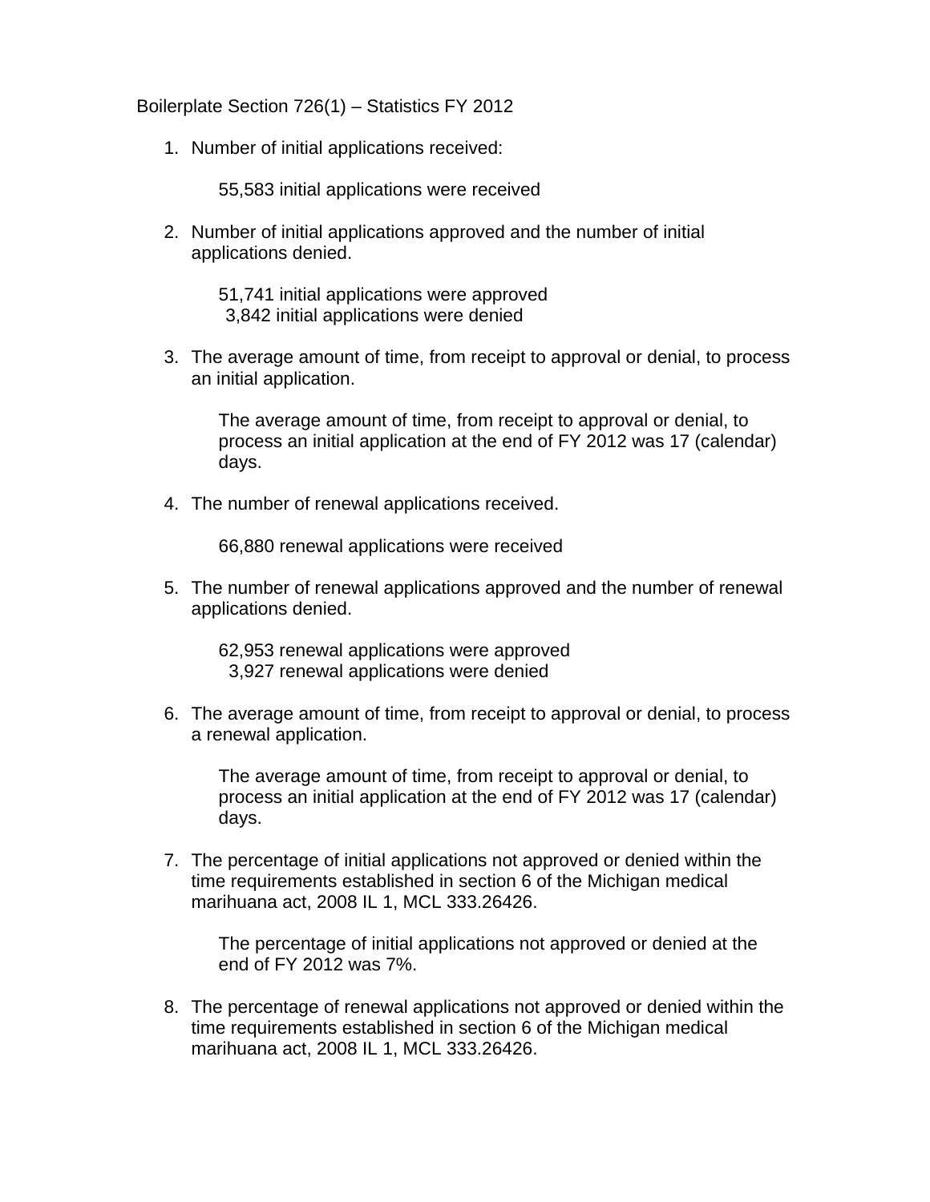Boilerplate Section 726(1) – Statistics FY 2012

1. Number of initial applications received:

   55,583 initial applications were received

2. Number of initial applications approved and the number of initial applications denied.

   51,741 initial applications were approved
   3,842 initial applications were denied

3. The average amount of time, from receipt to approval or denial, to process an initial application.

   The average amount of time, from receipt to approval or denial, to process an initial application at the end of FY 2012 was 17 (calendar) days.

4. The number of renewal applications received.

   66,880 renewal applications were received

5. The number of renewal applications approved and the number of renewal applications denied.

   62,953 renewal applications were approved
   3,927 renewal applications were denied

6. The average amount of time, from receipt to approval or denial, to process a renewal application.

   The average amount of time, from receipt to approval or denial, to process an initial application at the end of FY 2012 was 17 (calendar) days.

7. The percentage of initial applications not approved or denied within the time requirements established in section 6 of the Michigan medical marihuana act, 2008 IL 1, MCL 333.26426.

   The percentage of initial applications not approved or denied at the end of FY 2012 was 7%.

8. The percentage of renewal applications not approved or denied within the time requirements established in section 6 of the Michigan medical marihuana act, 2008 IL 1, MCL 333.26426.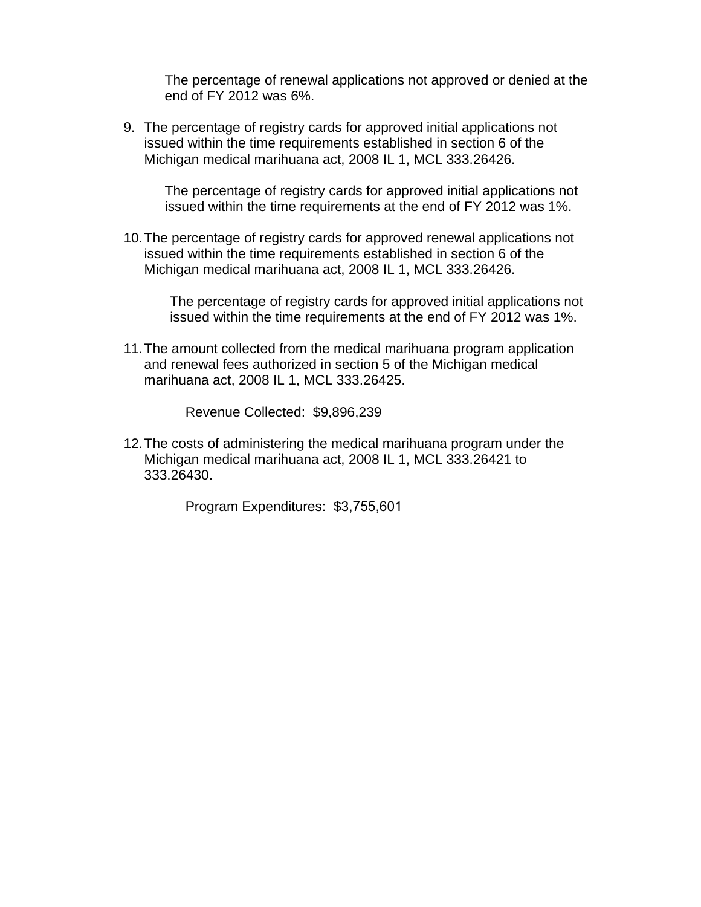The percentage of renewal applications not approved or denied at the end of FY 2012 was 6%.

9. The percentage of registry cards for approved initial applications not issued within the time requirements established in section 6 of the Michigan medical marihuana act, 2008 IL 1, MCL 333.26426.

   The percentage of registry cards for approved initial applications not issued within the time requirements at the end of FY 2012 was 1%.

10. The percentage of registry cards for approved renewal applications not issued within the time requirements established in section 6 of the Michigan medical marihuana act, 2008 IL 1, MCL 333.26426.

    The percentage of registry cards for approved initial applications not issued within the time requirements at the end of FY 2012 was 1%.

11. The amount collected from the medical marihuana program application and renewal fees authorized in section 5 of the Michigan medical marihuana act, 2008 IL 1, MCL 333.26425.

    Revenue Collected: $9,896,239

12. The costs of administering the medical marihuana program under the Michigan medical marihuana act, 2008 IL 1, MCL 333.26421 to 333.26430.

    Program Expenditures: $3,755,601